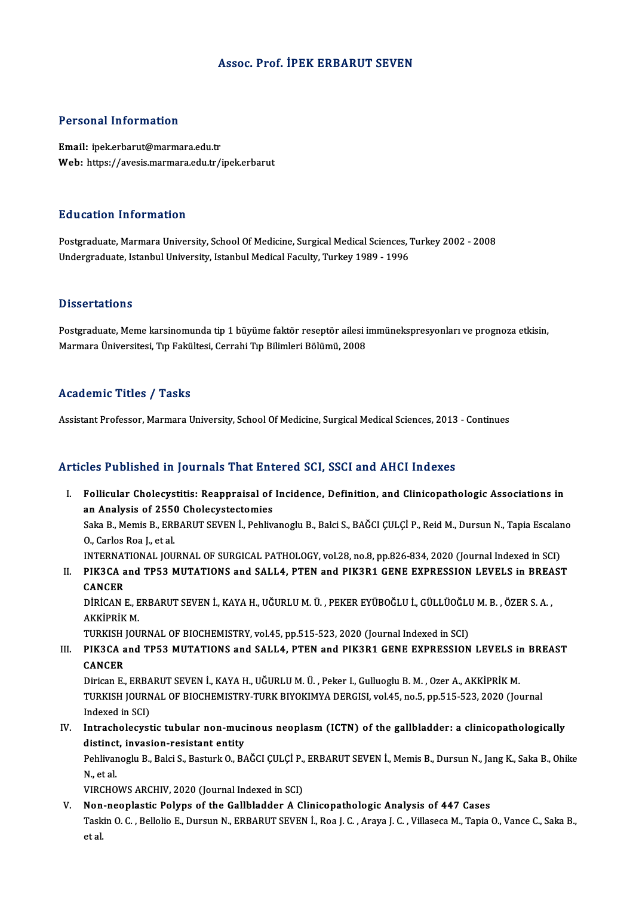# Assoc. Prof. İPEK ERBARUT SEVEN

## Personal Information

**Email:** ipek.erbarut@marmara.edu.tr
**Web:** https://avesis.marmara.edu.tr/ipek.erbarut

## Education Information

Postgraduate, Marmara University, School Of Medicine, Surgical Medical Sciences, Turkey 2002 - 2008
Undergraduate, Istanbul University, Istanbul Medical Faculty, Turkey 1989 - 1996

## Dissertations

Postgraduate, Meme karsinomunda tip 1 büyüme faktör reseptör ailesi immünekspresyonları ve prognoza etkisin, Marmara Üniversitesi, Tıp Fakültesi, Cerrahi Tıp Bilimleri Bölümü, 2008

## Academic Titles / Tasks

Assistant Professor, Marmara University, School Of Medicine, Surgical Medical Sciences, 2013 - Continues

## Articles Published in Journals That Entered SCI, SSCI and AHCI Indexes

I. **Follicular Cholecystitis: Reappraisal of Incidence, Definition, and Clinicopathologic Associations in an Analysis of 2550 Cholecystectomies**
Saka B., Memis B., ERBARUT SEVEN İ., Pehlivanoglu B., Balci S., BAĞCI ÇULÇİ P., Reid M., Dursun N., Tapia Escalano O., Carlos Roa J., et al.
INTERNATIONAL JOURNAL OF SURGICAL PATHOLOGY, vol.28, no.8, pp.826-834, 2020 (Journal Indexed in SCI)

II. **PIK3CA and TP53 MUTATIONS and SALL4, PTEN and PIK3R1 GENE EXPRESSION LEVELS in BREAST CANCER**
DİRİCAN E., ERBARUT SEVEN İ., KAYA H., UĞURLU M. Ü. , PEKER EYÜBOĞLU İ., GÜLLÜOĞLU M. B. , ÖZER S. A. , AKKİPRİK M.
TURKISH JOURNAL OF BIOCHEMISTRY, vol.45, pp.515-523, 2020 (Journal Indexed in SCI)

III. **PIK3CA and TP53 MUTATIONS and SALL4, PTEN and PIK3R1 GENE EXPRESSION LEVELS in BREAST CANCER**
Dirican E., ERBARUT SEVEN İ., KAYA H., UĞURLU M. Ü. , Peker I., Gulluoglu B. M. , Ozer A., AKKİPRİK M.
TURKISH JOURNAL OF BIOCHEMISTRY-TURK BIYOKIMYA DERGISI, vol.45, no.5, pp.515-523, 2020 (Journal Indexed in SCI)

IV. **Intracholecystic tubular non-mucinous neoplasm (ICTN) of the gallbladder: a clinicopathologically distinct, invasion-resistant entity**
Pehlivanoglu B., Balci S., Basturk O., BAĞCI ÇULÇİ P., ERBARUT SEVEN İ., Memis B., Dursun N., Jang K., Saka B., Ohike N., et al.
VIRCHOWS ARCHIV, 2020 (Journal Indexed in SCI)

V. **Non-neoplastic Polyps of the Gallbladder A Clinicopathologic Analysis of 447 Cases**
Taskin O. C. , Bellolio E., Dursun N., ERBARUT SEVEN İ., Roa J. C. , Araya J. C. , Villaseca M., Tapia O., Vance C., Saka B., et al.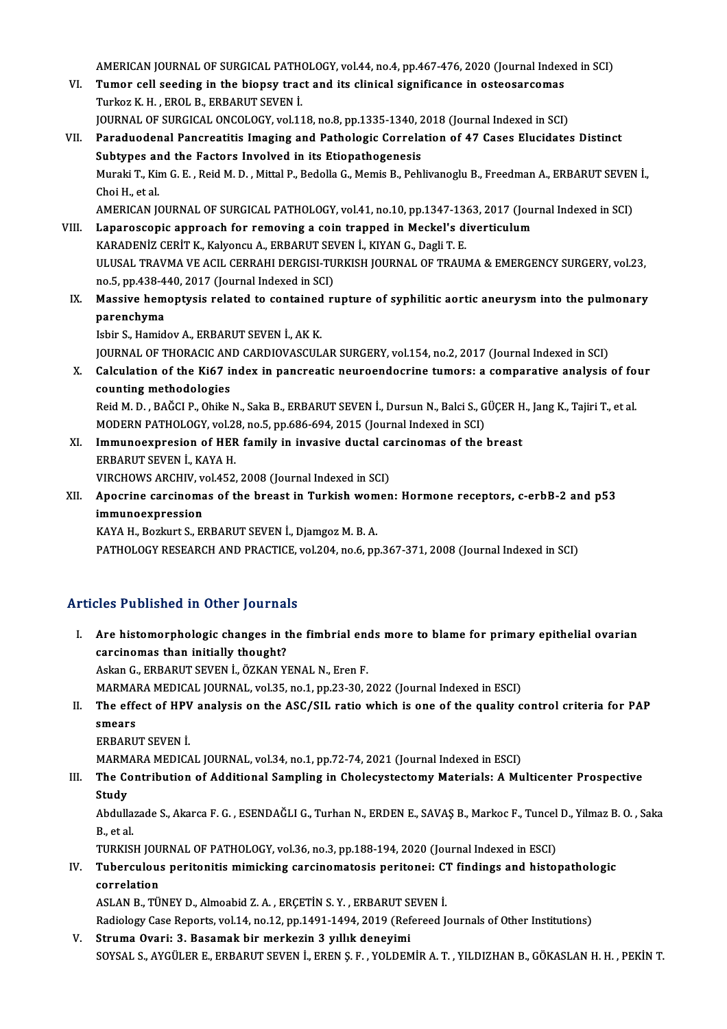AMERICAN JOURNAL OF SURGICAL PATHOLOGY, vol.44, no.4, pp.467-476, 2020 (Journal Indexed in SCI)

VI. **Tumor cell seeding in the biopsy tract and its clinical significance in osteosarcomas**
Turkoz K. H. , EROL B., ERBARUT SEVEN İ.
JOURNAL OF SURGICAL ONCOLOGY, vol.118, no.8, pp.1335-1340, 2018 (Journal Indexed in SCI)

VII. **Paraduodenal Pancreatitis Imaging and Pathologic Correlation of 47 Cases Elucidates Distinct Subtypes and the Factors Involved in its Etiopathogenesis**
Muraki T., Kim G. E. , Reid M. D. , Mittal P., Bedolla G., Memis B., Pehlivanoglu B., Freedman A., ERBARUT SEVEN İ., Choi H., et al.
AMERICAN JOURNAL OF SURGICAL PATHOLOGY, vol.41, no.10, pp.1347-1363, 2017 (Journal Indexed in SCI)

VIII. **Laparoscopic approach for removing a coin trapped in Meckel's diverticulum**
KARADENİZ CERİT K., Kalyoncu A., ERBARUT SEVEN İ., KIYAN G., Dagli T. E.
ULUSAL TRAVMA VE ACIL CERRAHI DERGISI-TURKISH JOURNAL OF TRAUMA & EMERGENCY SURGERY, vol.23, no.5, pp.438-440, 2017 (Journal Indexed in SCI)

IX. **Massive hemoptysis related to contained rupture of syphilitic aortic aneurysm into the pulmonary parenchyma**
Isbir S., Hamidov A., ERBARUT SEVEN İ., AK K.
JOURNAL OF THORACIC AND CARDIOVASCULAR SURGERY, vol.154, no.2, 2017 (Journal Indexed in SCI)

X. **Calculation of the Ki67 index in pancreatic neuroendocrine tumors: a comparative analysis of four counting methodologies**
Reid M. D. , BAĞCI P., Ohike N., Saka B., ERBARUT SEVEN İ., Dursun N., Balci S., GÜÇER H., Jang K., Tajiri T., et al.
MODERN PATHOLOGY, vol.28, no.5, pp.686-694, 2015 (Journal Indexed in SCI)

XI. **Immunoexpresion of HER family in invasive ductal carcinomas of the breast**
ERBARUT SEVEN İ., KAYA H.
VIRCHOWS ARCHIV, vol.452, 2008 (Journal Indexed in SCI)

XII. **Apocrine carcinomas of the breast in Turkish women: Hormone receptors, c-erbB-2 and p53 immunoexpression**
KAYA H., Bozkurt S., ERBARUT SEVEN İ., Djamgoz M. B. A.
PATHOLOGY RESEARCH AND PRACTICE, vol.204, no.6, pp.367-371, 2008 (Journal Indexed in SCI)

## Articles Published in Other Journals

I. **Are histomorphologic changes in the fimbrial ends more to blame for primary epithelial ovarian carcinomas than initially thought?**
Askan G., ERBARUT SEVEN İ., ÖZKAN YENAL N., Eren F.
MARMARA MEDICAL JOURNAL, vol.35, no.1, pp.23-30, 2022 (Journal Indexed in ESCI)

II. **The effect of HPV analysis on the ASC/SIL ratio which is one of the quality control criteria for PAP smears**
ERBARUT SEVEN İ.
MARMARA MEDICAL JOURNAL, vol.34, no.1, pp.72-74, 2021 (Journal Indexed in ESCI)

III. **The Contribution of Additional Sampling in Cholecystectomy Materials: A Multicenter Prospective Study**
Abdullazade S., Akarca F. G. , ESENDAĞLI G., Turhan N., ERDEN E., SAVAŞ B., Markoc F., Tuncel D., Yilmaz B. O. , Saka B., et al.
TURKISH JOURNAL OF PATHOLOGY, vol.36, no.3, pp.188-194, 2020 (Journal Indexed in ESCI)

IV. **Tuberculous peritonitis mimicking carcinomatosis peritonei: CT findings and histopathologic correlation**
ASLAN B., TÜNEY D., Almoabid Z. A. , ERÇETİN S. Y. , ERBARUT SEVEN İ.
Radiology Case Reports, vol.14, no.12, pp.1491-1494, 2019 (Refereed Journals of Other Institutions)

V. **Struma Ovari: 3. Basamak bir merkezin 3 yıllık deneyimi**
SOYSAL S., AYGÜLER E., ERBARUT SEVEN İ., EREN Ş. F. , YOLDEMİR A. T. , YILDIZHAN B., GÖKASLAN H. H. , PEKİN T.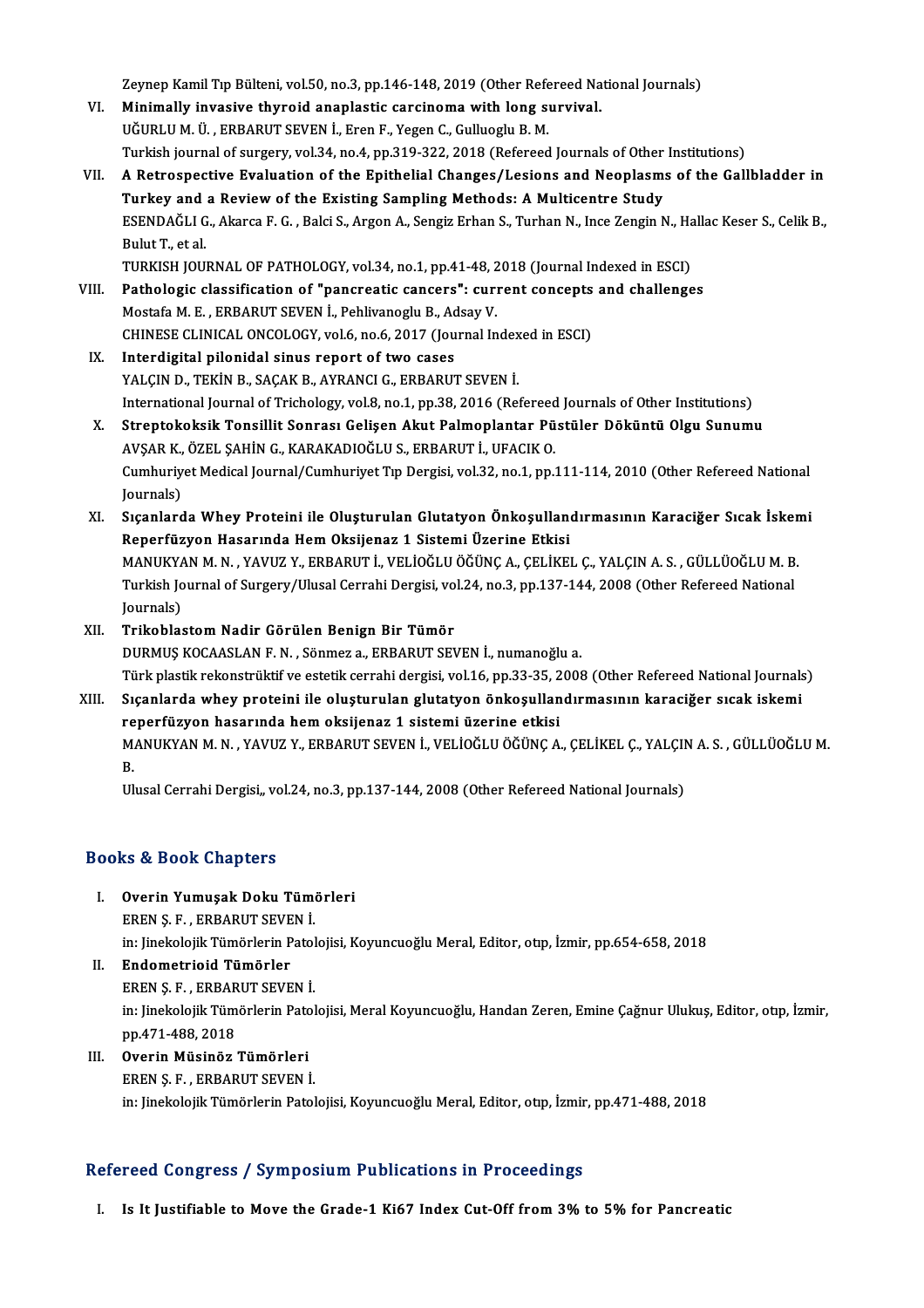Zeynep Kamil Tıp Bülteni, vol.50, no.3, pp.146-148, 2019 (Other Refereed National Journals)

VI. **Minimally invasive thyroid anaplastic carcinoma with long survival.**
UĞURLU M. Ü. , ERBARUT SEVEN İ., Eren F., Yegen C., Gulluoglu B. M.
Turkish journal of surgery, vol.34, no.4, pp.319-322, 2018 (Refereed Journals of Other Institutions)

VII. **A Retrospective Evaluation of the Epithelial Changes/Lesions and Neoplasms of the Gallbladder in Turkey and a Review of the Existing Sampling Methods: A Multicentre Study**
ESENDAĞLI G., Akarca F. G. , Balci S., Argon A., Sengiz Erhan S., Turhan N., Ince Zengin N., Hallac Keser S., Celik B., Bulut T., et al.
TURKISH JOURNAL OF PATHOLOGY, vol.34, no.1, pp.41-48, 2018 (Journal Indexed in ESCI)

VIII. **Pathologic classification of "pancreatic cancers": current concepts and challenges**
Mostafa M. E. , ERBARUT SEVEN İ., Pehlivanoglu B., Adsay V.
CHINESE CLINICAL ONCOLOGY, vol.6, no.6, 2017 (Journal Indexed in ESCI)

IX. **Interdigital pilonidal sinus report of two cases**
YALÇIN D., TEKİN B., SAÇAK B., AYRANCI G., ERBARUT SEVEN İ.
International Journal of Trichology, vol.8, no.1, pp.38, 2016 (Refereed Journals of Other Institutions)

X. **Streptokoksik Tonsillit Sonrası Gelişen Akut Palmoplantar Püstüler Döküntü Olgu Sunumu**
AVŞAR K., ÖZEL ŞAHİN G., KARAKADIOĞLU S., ERBARUT İ., UFACIK O.
Cumhuriyet Medical Journal/Cumhuriyet Tıp Dergisi, vol.32, no.1, pp.111-114, 2010 (Other Refereed National Journals)

XI. **Sıçanlarda Whey Proteini ile Oluşturulan Glutatyon Önkoşullandırmasının Karaciğer Sıcak İskemi Reperfüzyon Hasarında Hem Oksijenaz 1 Sistemi Üzerine Etkisi**
MANUKYAN M. N. , YAVUZ Y., ERBARUT İ., VELİOĞLU ÖĞÜNÇ A., ÇELİKEL Ç., YALÇIN A. S. , GÜLLÜOĞLU M. B.
Turkish Journal of Surgery/Ulusal Cerrahi Dergisi, vol.24, no.3, pp.137-144, 2008 (Other Refereed National Journals)

XII. **Trikoblastom Nadir Görülen Benign Bir Tümör**
DURMUŞ KOCAASLAN F. N. , Sönmez a., ERBARUT SEVEN İ., numanoğlu a.
Türk plastik rekonstrüktif ve estetik cerrahi dergisi, vol.16, pp.33-35, 2008 (Other Refereed National Journals)

XIII. **Sıçanlarda whey proteini ile oluşturulan glutatyon önkoşullandırmasının karaciğer sıcak iskemi reperfüzyon hasarında hem oksijenaz 1 sistemi üzerine etkisi**
MANUKYAN M. N. , YAVUZ Y., ERBARUT SEVEN İ., VELİOĞLU ÖĞÜNÇ A., ÇELİKEL Ç., YALÇIN A. S. , GÜLLÜOĞLU M. B.
Ulusal Cerrahi Dergisi,, vol.24, no.3, pp.137-144, 2008 (Other Refereed National Journals)

## Books & Book Chapters

I. **Overin Yumuşak Doku Tümörleri**
EREN Ş. F. , ERBARUT SEVEN İ.
in: Jinekolojik Tümörlerin Patolojisi, Koyuncuoğlu Meral, Editor, otıp, İzmir, pp.654-658, 2018

II. **Endometrioid Tümörler**
EREN Ş. F. , ERBARUT SEVEN İ.
in: Jinekolojik Tümörlerin Patolojisi, Meral Koyuncuoğlu, Handan Zeren, Emine Çağnur Ulukuş, Editor, otıp, İzmir, pp.471-488, 2018

III. **Overin Müsinöz Tümörleri**
EREN Ş. F. , ERBARUT SEVEN İ.
in: Jinekolojik Tümörlerin Patolojisi, Koyuncuoğlu Meral, Editor, otıp, İzmir, pp.471-488, 2018

## Refereed Congress / Symposium Publications in Proceedings

I. **Is It Justifiable to Move the Grade-1 Ki67 Index Cut-Off from 3% to 5% for Pancreatic**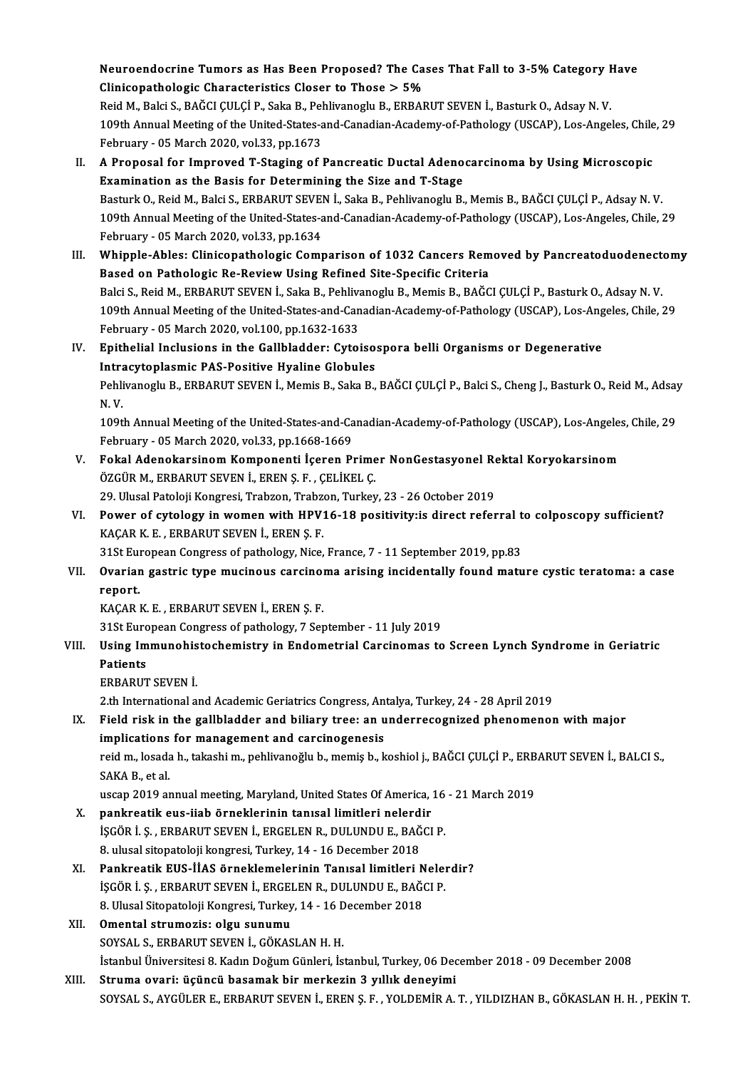Neuroendocrine Tumors as Has Been Proposed? The Cases That Fall to 3-5% Category Have Clinicopathologic Characteristics Closer to Those > 5%
Reid M., Balci S., BAĞCI ÇULÇİ P., Saka B., Pehlivanoglu B., ERBARUT SEVEN İ., Basturk O., Adsay N. V.
109th Annual Meeting of the United-States-and-Canadian-Academy-of-Pathology (USCAP), Los-Angeles, Chile, 29 February - 05 March 2020, vol.33, pp.1673

II. **A Proposal for Improved T-Staging of Pancreatic Ductal Adenocarcinoma by Using Microscopic Examination as the Basis for Determining the Size and T-Stage**
Basturk O., Reid M., Balci S., ERBARUT SEVEN İ., Saka B., Pehlivanoglu B., Memis B., BAĞCI ÇULÇİ P., Adsay N. V.
109th Annual Meeting of the United-States-and-Canadian-Academy-of-Pathology (USCAP), Los-Angeles, Chile, 29 February - 05 March 2020, vol.33, pp.1634

III. **Whipple-Ables: Clinicopathologic Comparison of 1032 Cancers Removed by Pancreatoduodenectomy Based on Pathologic Re-Review Using Refined Site-Specific Criteria**
Balci S., Reid M., ERBARUT SEVEN İ., Saka B., Pehlivanoglu B., Memis B., BAĞCI ÇULÇİ P., Basturk O., Adsay N. V.
109th Annual Meeting of the United-States-and-Canadian-Academy-of-Pathology (USCAP), Los-Angeles, Chile, 29 February - 05 March 2020, vol.100, pp.1632-1633

IV. **Epithelial Inclusions in the Gallbladder: Cytoisospora belli Organisms or Degenerative Intracytoplasmic PAS-Positive Hyaline Globules**
Pehlivanoglu B., ERBARUT SEVEN İ., Memis B., Saka B., BAĞCI ÇULÇİ P., Balci S., Cheng J., Basturk O., Reid M., Adsay N. V.
109th Annual Meeting of the United-States-and-Canadian-Academy-of-Pathology (USCAP), Los-Angeles, Chile, 29 February - 05 March 2020, vol.33, pp.1668-1669

V. **Fokal Adenokarsinom Komponenti İçeren Primer NonGestasyonel Rektal Koryokarsinom**
ÖZGÜR M., ERBARUT SEVEN İ., EREN Ş. F. , ÇELİKEL Ç.
29. Ulusal Patoloji Kongresi, Trabzon, Trabzon, Turkey, 23 - 26 October 2019

VI. **Power of cytology in women with HPV16-18 positivity:is direct referral to colposcopy sufficient?**
KAÇAR K. E. , ERBARUT SEVEN İ., EREN Ş. F.
31St European Congress of pathology, Nice, France, 7 - 11 September 2019, pp.83

VII. **Ovarian gastric type mucinous carcinoma arising incidentally found mature cystic teratoma: a case report.**
KAÇAR K. E. , ERBARUT SEVEN İ., EREN Ş. F.
31St European Congress of pathology, 7 September - 11 July 2019

VIII. **Using Immunohistochemistry in Endometrial Carcinomas to Screen Lynch Syndrome in Geriatric Patients**
ERBARUT SEVEN İ.
2.th International and Academic Geriatrics Congress, Antalya, Turkey, 24 - 28 April 2019

IX. **Field risk in the gallbladder and biliary tree: an underrecognized phenomenon with major implications for management and carcinogenesis**
reid m., losada h., takashi m., pehlivanoğlu b., memiş b., koshiol j., BAĞCI ÇULÇİ P., ERBARUT SEVEN İ., BALCI S., SAKA B., et al.
uscap 2019 annual meeting, Maryland, United States Of America, 16 - 21 March 2019

X. **pankreatik eus-iiab örneklerinin tanısal limitleri nelerdir**
İŞGÖR İ. Ş. , ERBARUT SEVEN İ., ERGELEN R., DULUNDU E., BAĞCI P.
8. ulusal sitopatoloji kongresi, Turkey, 14 - 16 December 2018

XI. **Pankreatik EUS-İİAS örneklemelerinin Tanısal limitleri Nelerdir?**
İŞGÖR İ. Ş. , ERBARUT SEVEN İ., ERGELEN R., DULUNDU E., BAĞCI P.
8. Ulusal Sitopatoloji Kongresi, Turkey, 14 - 16 December 2018

XII. **Omental strumozis: olgu sunumu**
SOYSAL S., ERBARUT SEVEN İ., GÖKASLAN H. H.
İstanbul Üniversitesi 8. Kadın Doğum Günleri, İstanbul, Turkey, 06 December 2018 - 09 December 2008

XIII. **Struma ovari: üçüncü basamak bir merkezin 3 yıllık deneyimi**
SOYSAL S., AYGÜLER E., ERBARUT SEVEN İ., EREN Ş. F. , YOLDEMİR A. T. , YILDIZHAN B., GÖKASLAN H. H. , PEKİN T.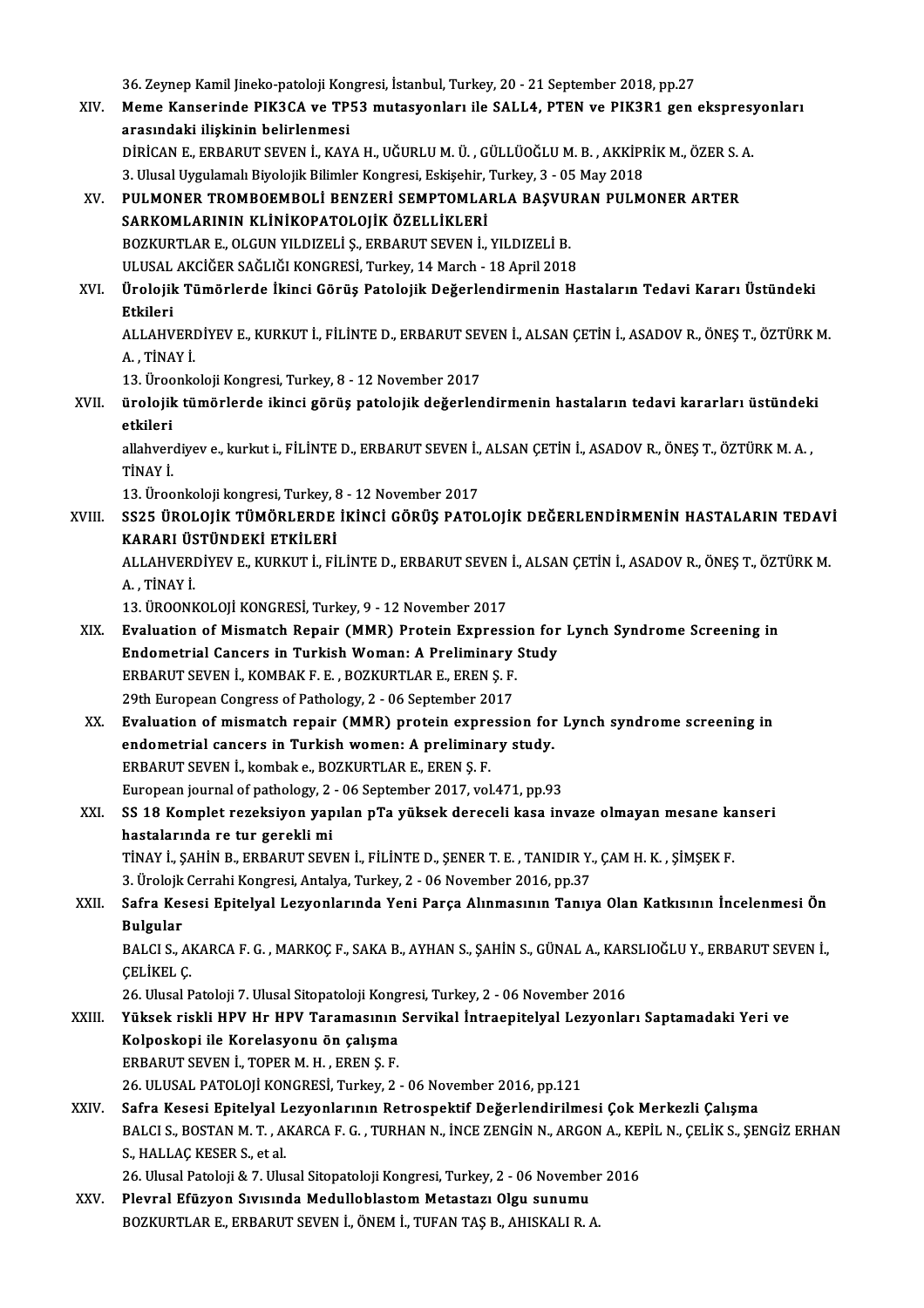36. Zeynep Kamil Jineko-patoloji Kongresi, İstanbul, Turkey, 20 - 21 September 2018, pp.27

XIV. **Meme Kanserinde PIK3CA ve TP53 mutasyonları ile SALL4, PTEN ve PIK3R1 gen ekspresyonları arasındaki ilişkinin belirlenmesi**
DİRİCAN E., ERBARUT SEVEN İ., KAYA H., UĞURLU M. Ü. , GÜLLÜOĞLU M. B. , AKKİPRİK M., ÖZER S. A.
3. Ulusal Uygulamalı Biyolojik Bilimler Kongresi, Eskişehir, Turkey, 3 - 05 May 2018

XV. **PULMONER TROMBOEMBOLİ BENZERİ SEMPTOMLARLA BAŞVURAN PULMONER ARTER SARKOMLARININ KLİNİKOPATOLOJİK ÖZELLİKLERİ**
BOZKURTLAR E., OLGUN YILDIZELİ Ş., ERBARUT SEVEN İ., YILDIZELİ B.
ULUSAL AKCİĞER SAĞLIĞI KONGRESİ, Turkey, 14 March - 18 April 2018

XVI. **Ürolojik Tümörlerde İkinci Görüş Patolojik Değerlendirmenin Hastaların Tedavi Kararı Üstündeki Etkileri**
ALLAHVERDİYEV E., KURKUT İ., FİLİNTE D., ERBARUT SEVEN İ., ALSAN ÇETİN İ., ASADOV R., ÖNEŞ T., ÖZTÜRK M. A. , TİNAY İ.
13. Üroonkoloji Kongresi, Turkey, 8 - 12 November 2017

XVII. **ürolojik tümörlerde ikinci görüş patolojik değerlendirmenin hastaların tedavi kararları üstündeki etkileri**
allahverdiyev e., kurkut i., FİLİNTE D., ERBARUT SEVEN İ., ALSAN ÇETİN İ., ASADOV R., ÖNEŞ T., ÖZTÜRK M. A. , TİNAY İ.
13. Üroonkoloji kongresi, Turkey, 8 - 12 November 2017

XVIII. **SS25 ÜROLOJİK TÜMÖRLERDE İKİNCİ GÖRÜŞ PATOLOJİK DEĞERLENDİRMENİN HASTALARIN TEDAVİ KARARI ÜSTÜNDEKİ ETKİLERİ**
ALLAHVERDİYEV E., KURKUT İ., FİLİNTE D., ERBARUT SEVEN İ., ALSAN ÇETİN İ., ASADOV R., ÖNEŞ T., ÖZTÜRK M. A. , TİNAY İ.
13. ÜROONKOLOJİ KONGRESİ, Turkey, 9 - 12 November 2017

XIX. **Evaluation of Mismatch Repair (MMR) Protein Expression for Lynch Syndrome Screening in Endometrial Cancers in Turkish Woman: A Preliminary Study**
ERBARUT SEVEN İ., KOMBAK F. E. , BOZKURTLAR E., EREN Ş. F.
29th European Congress of Pathology, 2 - 06 September 2017

XX. **Evaluation of mismatch repair (MMR) protein expression for Lynch syndrome screening in endometrial cancers in Turkish women: A preliminary study.**
ERBARUT SEVEN İ., kombak e., BOZKURTLAR E., EREN Ş. F.
European journal of pathology, 2 - 06 September 2017, vol.471, pp.93

XXI. **SS 18 Komplet rezeksiyon yapılan pTa yüksek dereceli kasa invaze olmayan mesane kanseri hastalarında re tur gerekli mi**
TİNAY İ., ŞAHİN B., ERBARUT SEVEN İ., FİLİNTE D., ŞENER T. E. , TANIDIR Y., ÇAM H. K. , ŞİMŞEK F.
3. Ürolojk Cerrahi Kongresi, Antalya, Turkey, 2 - 06 November 2016, pp.37

XXII. **Safra Kesesi Epitelyal Lezyonlarında Yeni Parça Alınmasının Tanıya Olan Katkısının İncelenmesi Ön Bulgular**
BALCI S., AKARCA F. G. , MARKOÇ F., SAKA B., AYHAN S., ŞAHİN S., GÜNAL A., KARSLIOĞLU Y., ERBARUT SEVEN İ., ÇELİKEL Ç.
26. Ulusal Patoloji 7. Ulusal Sitopatoloji Kongresi, Turkey, 2 - 06 November 2016

XXIII. **Yüksek riskli HPV Hr HPV Taramasının Servikal İntraepitelyal Lezyonları Saptamadaki Yeri ve Kolposkopi ile Korelasyonu ön çalışma**
ERBARUT SEVEN İ., TOPER M. H. , EREN Ş. F.
26. ULUSAL PATOLOJİ KONGRESİ, Turkey, 2 - 06 November 2016, pp.121

XXIV. **Safra Kesesi Epitelyal Lezyonlarının Retrospektif Değerlendirilmesi Çok Merkezli Çalışma**
BALCI S., BOSTAN M. T. , AKARCA F. G. , TURHAN N., İNCE ZENGİN N., ARGON A., KEPİL N., ÇELİK S., ŞENGİZ ERHAN S., HALLAÇ KESER S., et al.
26. Ulusal Patoloji & 7. Ulusal Sitopatoloji Kongresi, Turkey, 2 - 06 November 2016

XXV. **Plevral Efüzyon Sıvısında Medulloblastom Metastazı Olgu sunumu**
BOZKURTLAR E., ERBARUT SEVEN İ., ÖNEM İ., TUFAN TAŞ B., AHISKALI R. A.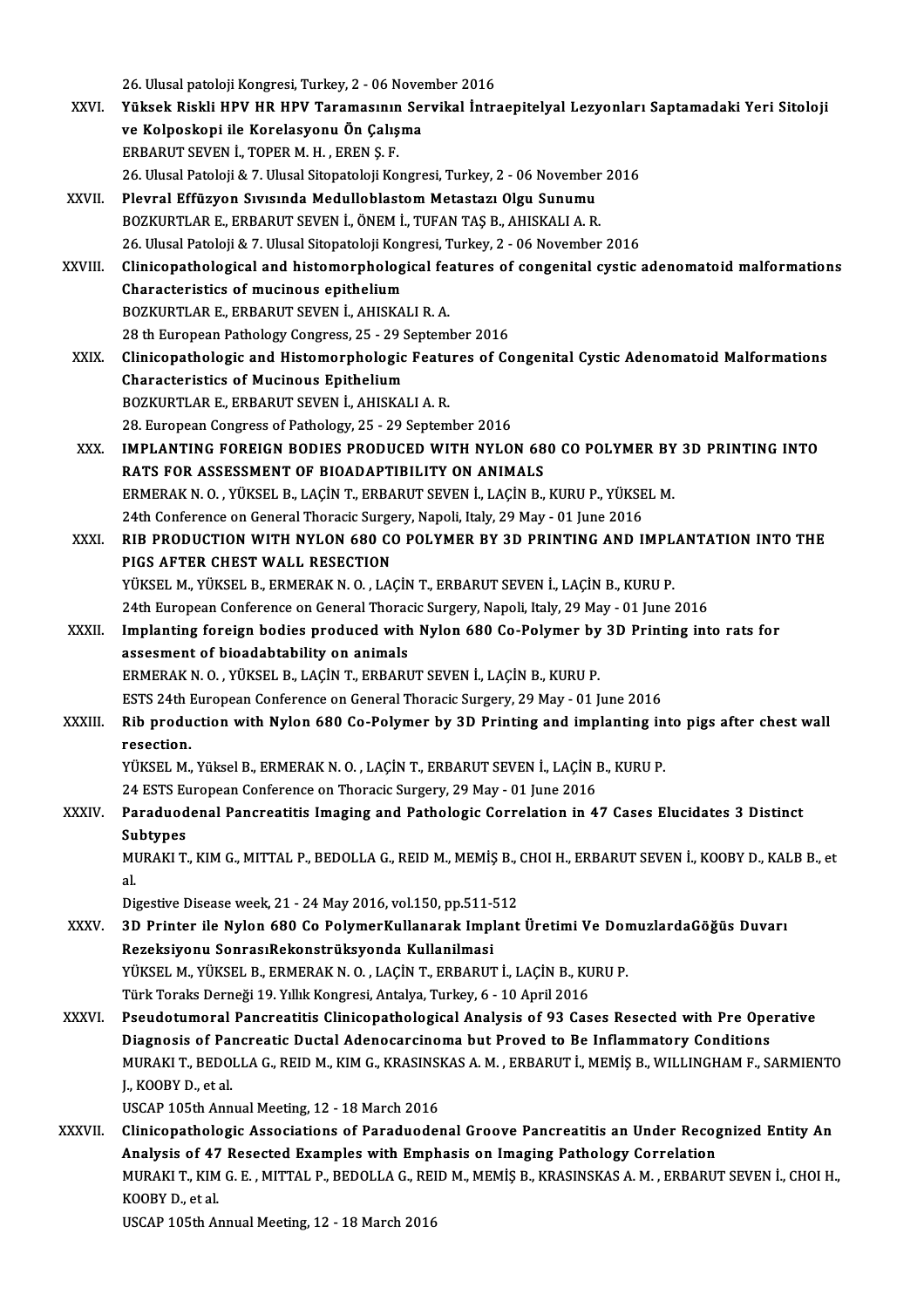26. Ulusal patoloji Kongresi, Turkey, 2 - 06 November 2016

XXVI. **Yüksek Riskli HPV HR HPV Taramasının Servikal İntraepitelyal Lezyonları Saptamadaki Yeri Sitoloji ve Kolposkopi ile Korelasyonu Ön Çalışma**
ERBARUT SEVEN İ., TOPER M. H. , EREN Ş. F.
26. Ulusal Patoloji & 7. Ulusal Sitopatoloji Kongresi, Turkey, 2 - 06 November 2016

XXVII. **Plevral Effüzyon Sıvısında Medulloblastom Metastazı Olgu Sunumu**
BOZKURTLAR E., ERBARUT SEVEN İ., ÖNEM İ., TUFAN TAŞ B., AHISKALI A. R.
26. Ulusal Patoloji & 7. Ulusal Sitopatoloji Kongresi, Turkey, 2 - 06 November 2016

XXVIII. **Clinicopathological and histomorphological features of congenital cystic adenomatoid malformations Characteristics of mucinous epithelium**
BOZKURTLAR E., ERBARUT SEVEN İ., AHISKALI R. A.
28 th European Pathology Congress, 25 - 29 September 2016

XXIX. **Clinicopathologic and Histomorphologic Features of Congenital Cystic Adenomatoid Malformations Characteristics of Mucinous Epithelium**
BOZKURTLAR E., ERBARUT SEVEN İ., AHISKALI A. R.
28. European Congress of Pathology, 25 - 29 September 2016

XXX. **IMPLANTING FOREIGN BODIES PRODUCED WITH NYLON 680 CO POLYMER BY 3D PRINTING INTO RATS FOR ASSESSMENT OF BIOADAPTIBILITY ON ANIMALS**
ERMERAK N. O. , YÜKSEL B., LAÇİN T., ERBARUT SEVEN İ., LAÇİN B., KURU P., YÜKSEL M.
24th Conference on General Thoracic Surgery, Napoli, Italy, 29 May - 01 June 2016

XXXI. **RIB PRODUCTION WITH NYLON 680 CO POLYMER BY 3D PRINTING AND IMPLANTATION INTO THE PIGS AFTER CHEST WALL RESECTION**
YÜKSEL M., YÜKSEL B., ERMERAK N. O. , LAÇİN T., ERBARUT SEVEN İ., LAÇİN B., KURU P.
24th European Conference on General Thoracic Surgery, Napoli, Italy, 29 May - 01 June 2016

XXXII. **Implanting foreign bodies produced with Nylon 680 Co-Polymer by 3D Printing into rats for assesment of bioadabtability on animals**
ERMERAK N. O. , YÜKSEL B., LAÇİN T., ERBARUT SEVEN İ., LAÇİN B., KURU P.
ESTS 24th European Conference on General Thoracic Surgery, 29 May - 01 June 2016

XXXIII. **Rib production with Nylon 680 Co-Polymer by 3D Printing and implanting into pigs after chest wall resection.**
YÜKSEL M., Yüksel B., ERMERAK N. O. , LAÇİN T., ERBARUT SEVEN İ., LAÇİN B., KURU P.
24 ESTS European Conference on Thoracic Surgery, 29 May - 01 June 2016

XXXIV. **Paraduodenal Pancreatitis Imaging and Pathologic Correlation in 47 Cases Elucidates 3 Distinct Subtypes**
MURAKI T., KIM G., MITTAL P., BEDOLLA G., REID M., MEMİŞ B., CHOI H., ERBARUT SEVEN İ., KOOBY D., KALB B., et al.
Digestive Disease week, 21 - 24 May 2016, vol.150, pp.511-512

XXXV. **3D Printer ile Nylon 680 Co PolymerKullanarak Implant Üretimi Ve DomuzlardaGöğüs Duvarı Rezeksiyonu SonrasıRekonstrüksyonda Kullanilmasi**
YÜKSEL M., YÜKSEL B., ERMERAK N. O. , LAÇİN T., ERBARUT İ., LAÇİN B., KURU P.
Türk Toraks Derneği 19. Yıllık Kongresi, Antalya, Turkey, 6 - 10 April 2016

XXXVI. **Pseudotumoral Pancreatitis Clinicopathological Analysis of 93 Cases Resected with Pre Operative Diagnosis of Pancreatic Ductal Adenocarcinoma but Proved to Be Inflammatory Conditions**
MURAKI T., BEDOLLA G., REID M., KIM G., KRASINSKAS A. M. , ERBARUT İ., MEMİŞ B., WILLINGHAM F., SARMIENTO J., KOOBY D., et al.
USCAP 105th Annual Meeting, 12 - 18 March 2016

XXXVII. **Clinicopathologic Associations of Paraduodenal Groove Pancreatitis an Under Recognized Entity An Analysis of 47 Resected Examples with Emphasis on Imaging Pathology Correlation**
MURAKI T., KIM G. E. , MITTAL P., BEDOLLA G., REID M., MEMİŞ B., KRASINSKAS A. M. , ERBARUT SEVEN İ., CHOI H., KOOBY D., et al.
USCAP 105th Annual Meeting, 12 - 18 March 2016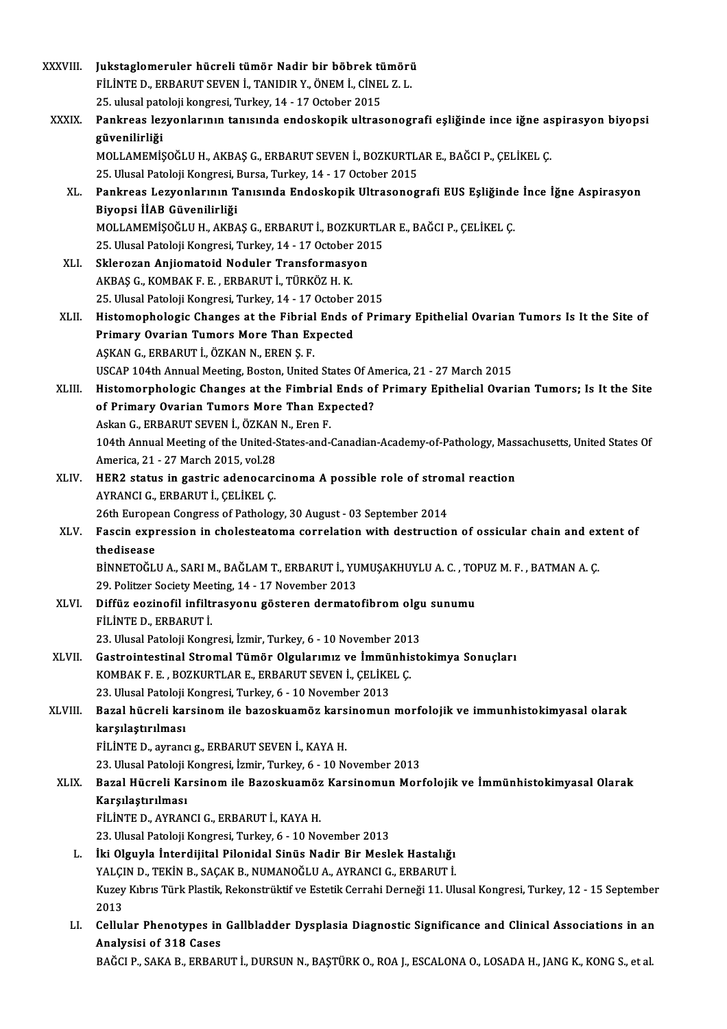XXXVIII. **Jukstaglomeruler hücreli tümör Nadir bir böbrek tümörü**
FİLİNTE D., ERBARUT SEVEN İ., TANIDIR Y., ÖNEM İ., CİNEL Z. L.
25. ulusal patoloji kongresi, Turkey, 14 - 17 October 2015

XXXIX. **Pankreas lezyonlarının tanısında endoskopik ultrasonografi eşliğinde ince iğne aspirasyon biyopsi güvenilirliği**
MOLLAMEMİŞOĞLU H., AKBAŞ G., ERBARUT SEVEN İ., BOZKURTLAR E., BAĞCI P., ÇELİKEL Ç.
25. Ulusal Patoloji Kongresi, Bursa, Turkey, 14 - 17 October 2015

XL. **Pankreas Lezyonlarının Tanısında Endoskopik Ultrasonografi EUS Eşliğinde İnce İğne Aspirasyon Biyopsi İİAB Güvenilirliği**
MOLLAMEMİŞOĞLU H., AKBAŞ G., ERBARUT İ., BOZKURTLAR E., BAĞCI P., ÇELİKEL Ç.
25. Ulusal Patoloji Kongresi, Turkey, 14 - 17 October 2015

XLI. **Sklerozan Anjiomatoid Noduler Transformasyon**
AKBAŞ G., KOMBAK F. E. , ERBARUT İ., TÜRKÖZ H. K.
25. Ulusal Patoloji Kongresi, Turkey, 14 - 17 October 2015

XLII. **Histomophologic Changes at the Fibrial Ends of Primary Epithelial Ovarian Tumors Is It the Site of Primary Ovarian Tumors More Than Expected**
AŞKAN G., ERBARUT İ., ÖZKAN N., EREN Ş. F.
USCAP 104th Annual Meeting, Boston, United States Of America, 21 - 27 March 2015

XLIII. **Histomorphologic Changes at the Fimbrial Ends of Primary Epithelial Ovarian Tumors; Is It the Site of Primary Ovarian Tumors More Than Expected?**
Askan G., ERBARUT SEVEN İ., ÖZKAN N., Eren F.
104th Annual Meeting of the United-States-and-Canadian-Academy-of-Pathology, Massachusetts, United States Of America, 21 - 27 March 2015, vol.28

XLIV. **HER2 status in gastric adenocarcinoma A possible role of stromal reaction**
AYRANCI G., ERBARUT İ., ÇELİKEL Ç.
26th European Congress of Pathology, 30 August - 03 September 2014

XLV. **Fascin expression in cholesteatoma correlation with destruction of ossicular chain and extent of thedisease**
BİNNETOĞLU A., SARI M., BAĞLAM T., ERBARUT İ., YUMUŞAKHUYLU A. C. , TOPUZ M. F. , BATMAN A. Ç.
29. Politzer Society Meeting, 14 - 17 November 2013

XLVI. **Diffüz eozinofil infiltrasyonu gösteren dermatofibrom olgu sunumu**
FİLİNTE D., ERBARUT İ.
23. Ulusal Patoloji Kongresi, İzmir, Turkey, 6 - 10 November 2013

XLVII. **Gastrointestinal Stromal Tümör Olgularımız ve İmmünhistokimya Sonuçları**
KOMBAK F. E. , BOZKURTLAR E., ERBARUT SEVEN İ., ÇELİKEL Ç.
23. Ulusal Patoloji Kongresi, Turkey, 6 - 10 November 2013

XLVIII. **Bazal hücreli karsinom ile bazoskuamöz karsinomun morfolojik ve immunhistokimyasal olarak karşılaştırılması**
FİLİNTE D., ayrancı g., ERBARUT SEVEN İ., KAYA H.
23. Ulusal Patoloji Kongresi, İzmir, Turkey, 6 - 10 November 2013

XLIX. **Bazal Hücreli Karsinom ile Bazoskuamöz Karsinomun Morfolojik ve İmmünhistokimyasal Olarak Karşılaştırılması**
FİLİNTE D., AYRANCI G., ERBARUT İ., KAYA H.
23. Ulusal Patoloji Kongresi, Turkey, 6 - 10 November 2013

L. **İki Olguyla İnterdijital Pilonidal Sinüs Nadir Bir Meslek Hastalığı**
YALÇIN D., TEKİN B., SAÇAK B., NUMANOĞLU A., AYRANCI G., ERBARUT İ.
Kuzey Kıbrıs Türk Plastik, Rekonstrüktif ve Estetik Cerrahi Derneği 11. Ulusal Kongresi, Turkey, 12 - 15 September 2013

LI. **Cellular Phenotypes in Gallbladder Dysplasia Diagnostic Significance and Clinical Associations in an Analysisi of 318 Cases**
BAĞCI P., SAKA B., ERBARUT İ., DURSUN N., BAŞTÜRK O., ROA J., ESCALONA O., LOSADA H., JANG K., KONG S., et al.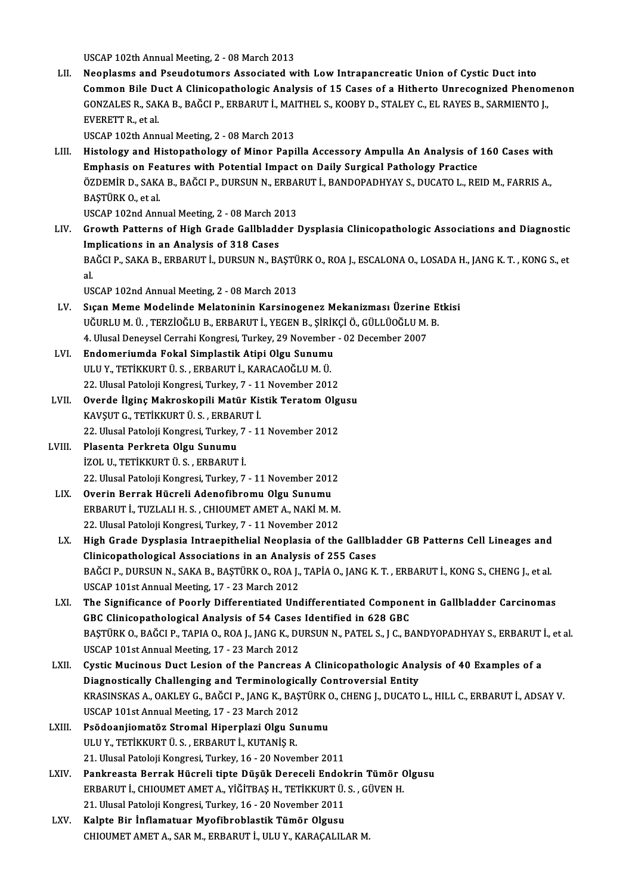USCAP 102th Annual Meeting, 2 - 08 March 2013

LII. **Neoplasms and Pseudotumors Associated with Low Intrapancreatic Union of Cystic Duct into Common Bile Duct A Clinicopathologic Analysis of 15 Cases of a Hitherto Unrecognized Phenomenon**
GONZALES R., SAKA B., BAĞCI P., ERBARUT İ., MAITHEL S., KOOBY D., STALEY C., EL RAYES B., SARMIENTO J., EVERETT R., et al.
USCAP 102th Annual Meeting, 2 - 08 March 2013

LIII. **Histology and Histopathology of Minor Papilla Accessory Ampulla An Analysis of 160 Cases with Emphasis on Features with Potential Impact on Daily Surgical Pathology Practice**
ÖZDEMİR D., SAKA B., BAĞCI P., DURSUN N., ERBARUT İ., BANDOPADHYAY S., DUCATO L., REID M., FARRIS A., BAŞTÜRK O., et al.
USCAP 102nd Annual Meeting, 2 - 08 March 2013

LIV. **Growth Patterns of High Grade Gallbladder Dysplasia Clinicopathologic Associations and Diagnostic Implications in an Analysis of 318 Cases**
BAĞCI P., SAKA B., ERBARUT İ., DURSUN N., BAŞTÜRK O., ROA J., ESCALONA O., LOSADA H., JANG K. T. , KONG S., et al.
USCAP 102nd Annual Meeting, 2 - 08 March 2013

LV. **Sıçan Meme Modelinde Melatoninin Karsinogenez Mekanizması Üzerine Etkisi**
UĞURLU M. Ü. , TERZİOĞLU B., ERBARUT İ., YEGEN B., ŞİRİKÇİ Ö., GÜLLÜOĞLU M. B.
4. Ulusal Deneysel Cerrahi Kongresi, Turkey, 29 November - 02 December 2007

LVI. **Endomeriumda Fokal Simplastik Atipi Olgu Sunumu**
ULU Y., TETİKKURT Ü. S. , ERBARUT İ., KARACAOĞLU M. Ü.
22. Ulusal Patoloji Kongresi, Turkey, 7 - 11 November 2012

LVII. **Overde İlginç Makroskopili Matür Kistik Teratom Olgusu**
KAVŞUT G., TETİKKURT Ü. S. , ERBARUT İ.
22. Ulusal Patoloji Kongresi, Turkey, 7 - 11 November 2012

LVIII. **Plasenta Perkreta Olgu Sunumu**
İZOL U., TETİKKURT Ü. S. , ERBARUT İ.
22. Ulusal Patoloji Kongresi, Turkey, 7 - 11 November 2012

LIX. **Overin Berrak Hücreli Adenofibromu Olgu Sunumu**
ERBARUT İ., TUZLALI H. S. , CHIOUMET AMET A., NAKİ M. M.
22. Ulusal Patoloji Kongresi, Turkey, 7 - 11 November 2012

LX. **High Grade Dysplasia Intraepithelial Neoplasia of the Gallbladder GB Patterns Cell Lineages and Clinicopathological Associations in an Analysis of 255 Cases**
BAĞCI P., DURSUN N., SAKA B., BAŞTÜRK O., ROA J., TAPİA O., JANG K. T. , ERBARUT İ., KONG S., CHENG J., et al.
USCAP 101st Annual Meeting, 17 - 23 March 2012

LXI. **The Significance of Poorly Differentiated Undifferentiated Component in Gallbladder Carcinomas GBC Clinicopathological Analysis of 54 Cases Identified in 628 GBC**
BAŞTÜRK O., BAĞCI P., TAPIA O., ROA J., JANG K., DURSUN N., PATEL S., J C., BANDYOPADHYAY S., ERBARUT İ., et al.
USCAP 101st Annual Meeting, 17 - 23 March 2012

LXII. **Cystic Mucinous Duct Lesion of the Pancreas A Clinicopathologic Analysis of 40 Examples of a Diagnostically Challenging and Terminologically Controversial Entity**
KRASINSKAS A., OAKLEY G., BAĞCI P., JANG K., BAŞTÜRK O., CHENG J., DUCATO L., HILL C., ERBARUT İ., ADSAY V.
USCAP 101st Annual Meeting, 17 - 23 March 2012

LXIII. **Psödoanjiomatöz Stromal Hiperplazi Olgu Sunumu**
ULU Y., TETİKKURT Ü. S. , ERBARUT İ., KUTANİŞ R.
21. Ulusal Patoloji Kongresi, Turkey, 16 - 20 November 2011

LXIV. **Pankreasta Berrak Hücreli tipte Düşük Dereceli Endokrin Tümör Olgusu**
ERBARUT İ., CHIOUMET AMET A., YİĞİTBAŞ H., TETİKKURT Ü. S. , GÜVEN H.
21. Ulusal Patoloji Kongresi, Turkey, 16 - 20 November 2011

LXV. **Kalpte Bir İnflamatuar Myofibroblastik Tümör Olgusu**
CHIOUMET AMET A., SAR M., ERBARUT İ., ULU Y., KARAÇALILAR M.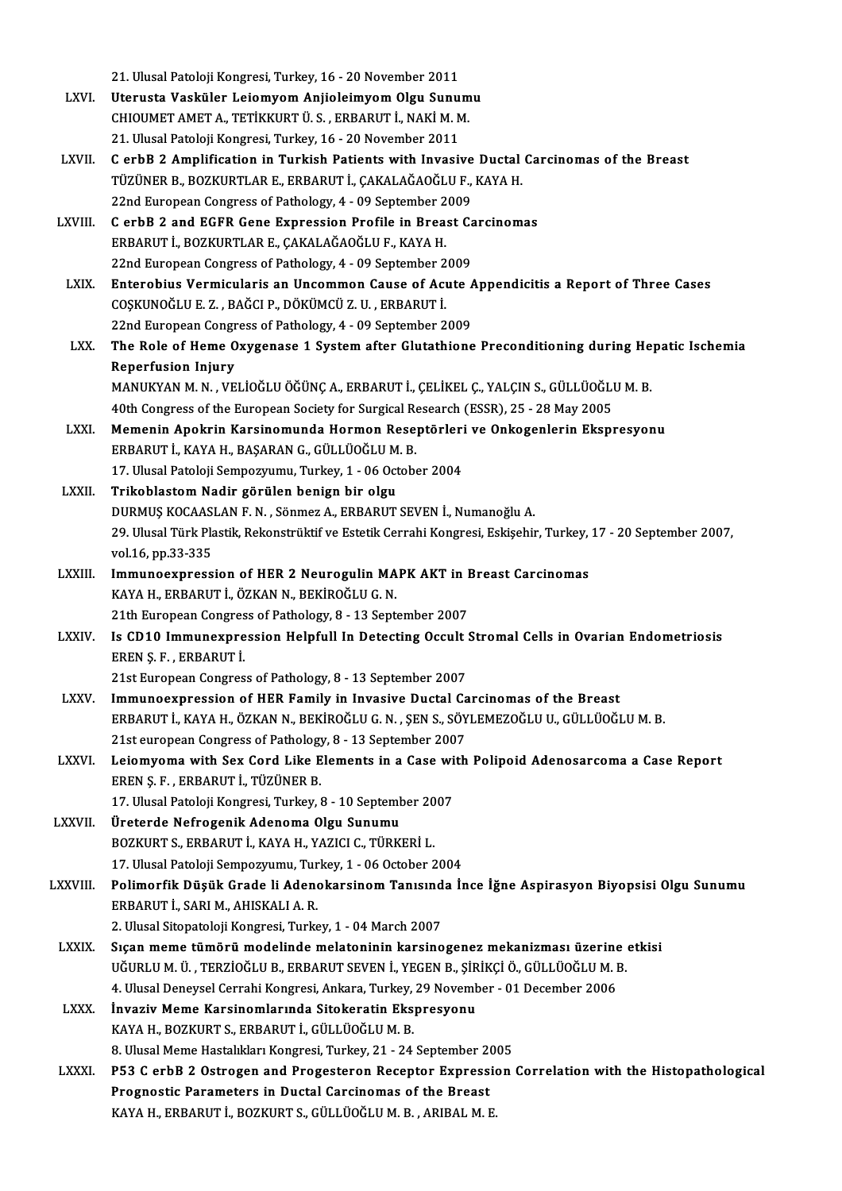21. Ulusal Patoloji Kongresi, Turkey, 16 - 20 November 2011

LXVI. **Uterusta Vasküler Leiomyom Anjioleimyom Olgu Sunumu**
CHIOUMET AMET A., TETİKKURT Ü. S. , ERBARUT İ., NAKİ M. M.
21. Ulusal Patoloji Kongresi, Turkey, 16 - 20 November 2011

LXVII. **C erbB 2 Amplification in Turkish Patients with Invasive Ductal Carcinomas of the Breast**
TÜZÜNER B., BOZKURTLAR E., ERBARUT İ., ÇAKALAĞAOĞLU F., KAYA H.
22nd European Congress of Pathology, 4 - 09 September 2009

LXVIII. **C erbB 2 and EGFR Gene Expression Profile in Breast Carcinomas**
ERBARUT İ., BOZKURTLAR E., ÇAKALAĞAOĞLU F., KAYA H.
22nd European Congress of Pathology, 4 - 09 September 2009

LXIX. **Enterobius Vermicularis an Uncommon Cause of Acute Appendicitis a Report of Three Cases**
COŞKUNOĞLU E. Z. , BAĞCI P., DÖKÜMCÜ Z. U. , ERBARUT İ.
22nd European Congress of Pathology, 4 - 09 September 2009

LXX. **The Role of Heme Oxygenase 1 System after Glutathione Preconditioning during Hepatic Ischemia Reperfusion Injury**
MANUKYAN M. N. , VELİOĞLU ÖĞÜNÇ A., ERBARUT İ., ÇELİKEL Ç., YALÇIN S., GÜLLÜOĞLU M. B.
40th Congress of the European Society for Surgical Research (ESSR), 25 - 28 May 2005

LXXI. **Memenin Apokrin Karsinomunda Hormon Reseptörleri ve Onkogenlerin Ekspresyonu**
ERBARUT İ., KAYA H., BAŞARAN G., GÜLLÜOĞLU M. B.
17. Ulusal Patoloji Sempozyumu, Turkey, 1 - 06 October 2004

LXXII. **Trikoblastom Nadir görülen benign bir olgu**
DURMUŞ KOCAASLAN F. N. , Sönmez A., ERBARUT SEVEN İ., Numanoğlu A.
29. Ulusal Türk Plastik, Rekonstrüktif ve Estetik Cerrahi Kongresi, Eskişehir, Turkey, 17 - 20 September 2007, vol.16, pp.33-335

LXXIII. **Immunoexpression of HER 2 Neurogulin MAPK AKT in Breast Carcinomas**
KAYA H., ERBARUT İ., ÖZKAN N., BEKİROĞLU G. N.
21th European Congress of Pathology, 8 - 13 September 2007

LXXIV. **Is CD10 Immunexpression Helpfull In Detecting Occult Stromal Cells in Ovarian Endometriosis**
EREN Ş. F. , ERBARUT İ.
21st European Congress of Pathology, 8 - 13 September 2007

LXXV. **Immunoexpression of HER Family in Invasive Ductal Carcinomas of the Breast**
ERBARUT İ., KAYA H., ÖZKAN N., BEKİROĞLU G. N. , ŞEN S., SÖYLEMEZOĞLU U., GÜLLÜOĞLU M. B.
21st european Congress of Pathology, 8 - 13 September 2007

LXXVI. **Leiomyoma with Sex Cord Like Elements in a Case with Polipoid Adenosarcoma a Case Report**
EREN Ş. F. , ERBARUT İ., TÜZÜNER B.
17. Ulusal Patoloji Kongresi, Turkey, 8 - 10 September 2007

LXXVII. **Üreterde Nefrogenik Adenoma Olgu Sunumu**
BOZKURT S., ERBARUT İ., KAYA H., YAZICI C., TÜRKERİ L.
17. Ulusal Patoloji Sempozyumu, Turkey, 1 - 06 October 2004

LXXVIII. **Polimorfik Düşük Grade li Adenokarsinom Tanısında İnce İğne Aspirasyon Biyopsisi Olgu Sunumu**
ERBARUT İ., SARI M., AHISKALI A. R.
2. Ulusal Sitopatoloji Kongresi, Turkey, 1 - 04 March 2007

LXXIX. **Sıçan meme tümörü modelinde melatoninin karsinogenez mekanizması üzerine etkisi**
UĞURLU M. Ü. , TERZİOĞLU B., ERBARUT SEVEN İ., YEGEN B., ŞİRİKÇİ Ö., GÜLLÜOĞLU M. B.
4. Ulusal Deneysel Cerrahi Kongresi, Ankara, Turkey, 29 November - 01 December 2006

LXXX. **İnvaziv Meme Karsinomlarında Sitokeratin Ekspresyonu**
KAYA H., BOZKURT S., ERBARUT İ., GÜLLÜOĞLU M. B.
8. Ulusal Meme Hastalıkları Kongresi, Turkey, 21 - 24 September 2005

LXXXI. **P53 C erbB 2 Ostrogen and Progesteron Receptor Expression Correlation with the Histopathological Prognostic Parameters in Ductal Carcinomas of the Breast**
KAYA H., ERBARUT İ., BOZKURT S., GÜLLÜOĞLU M. B. , ARIBAL M. E.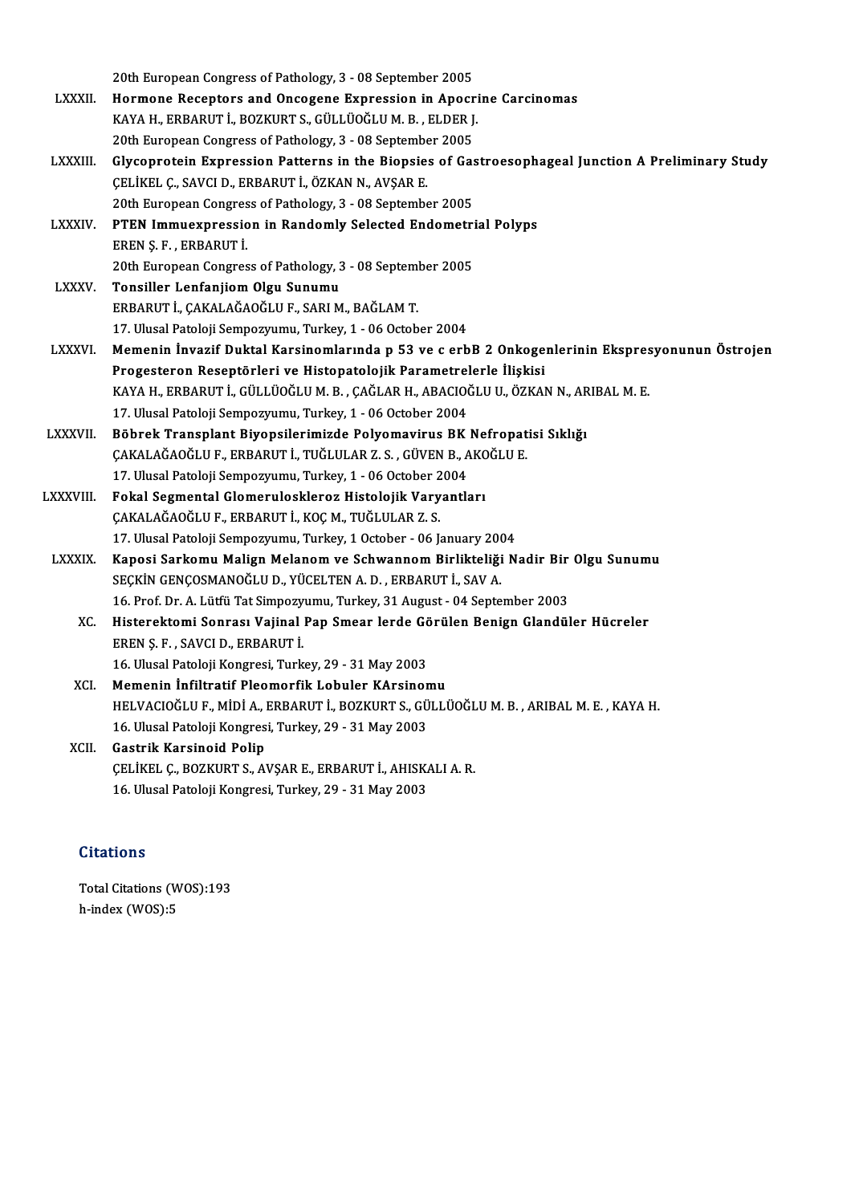20th European Congress of Pathology, 3 - 08 September 2005

LXXXII. **Hormone Receptors and Oncogene Expression in Apocrine Carcinomas**
KAYA H., ERBARUT İ., BOZKURT S., GÜLLÜOĞLU M. B. , ELDER J.
20th European Congress of Pathology, 3 - 08 September 2005

LXXXIII. **Glycoprotein Expression Patterns in the Biopsies of Gastroesophageal Junction A Preliminary Study**
ÇELİKEL Ç., SAVCI D., ERBARUT İ., ÖZKAN N., AVŞAR E.
20th European Congress of Pathology, 3 - 08 September 2005

LXXXIV. **PTEN Immuexpression in Randomly Selected Endometrial Polyps**
EREN Ş. F. , ERBARUT İ.
20th European Congress of Pathology, 3 - 08 September 2005

LXXXV. **Tonsiller Lenfanjiom Olgu Sunumu**
ERBARUT İ., ÇAKALAĞAOĞLU F., SARI M., BAĞLAM T.
17. Ulusal Patoloji Sempozyumu, Turkey, 1 - 06 October 2004

LXXXVI. **Memenin İnvazif Duktal Karsinomlarında p 53 ve c erbB 2 Onkogenlerinin Ekspresyonunun Östrojen Progesteron Reseptörleri ve Histopatolojik Parametrelerle İlişkisi**
KAYA H., ERBARUT İ., GÜLLÜOĞLU M. B. , ÇAĞLAR H., ABACIOĞLU U., ÖZKAN N., ARIBAL M. E.
17. Ulusal Patoloji Sempozyumu, Turkey, 1 - 06 October 2004

LXXXVII. **Böbrek Transplant Biyopsilerimizde Polyomavirus BK Nefropatisi Sıklığı**
ÇAKALAĞAOĞLU F., ERBARUT İ., TUĞLULAR Z. S. , GÜVEN B., AKOĞLU E.
17. Ulusal Patoloji Sempozyumu, Turkey, 1 - 06 October 2004

LXXXVIII. **Fokal Segmental Glomeruloskleroz Histolojik Varyantları**
ÇAKALAĞAOĞLU F., ERBARUT İ., KOÇ M., TUĞLULAR Z. S.
17. Ulusal Patoloji Sempozyumu, Turkey, 1 October - 06 January 2004

LXXXIX. **Kaposi Sarkomu Malign Melanom ve Schwannom Birlikteliği Nadir Bir Olgu Sunumu**
SEÇKİN GENÇOSMANOĞLU D., YÜCELTEN A. D. , ERBARUT İ., SAV A.
16. Prof. Dr. A. Lütfü Tat Simpozyumu, Turkey, 31 August - 04 September 2003

XC. **Histerektomi Sonrası Vajinal Pap Smear lerde Görülen Benign Glandüler Hücreler**
EREN Ş. F. , SAVCI D., ERBARUT İ.
16. Ulusal Patoloji Kongresi, Turkey, 29 - 31 May 2003

XCI. **Memenin İnfiltratif Pleomorfik Lobuler KArsinomu**
HELVACIOĞLU F., MİDİ A., ERBARUT İ., BOZKURT S., GÜLLÜOĞLU M. B. , ARIBAL M. E. , KAYA H.
16. Ulusal Patoloji Kongresi, Turkey, 29 - 31 May 2003

XCII. **Gastrik Karsinoid Polip**
ÇELİKEL Ç., BOZKURT S., AVŞAR E., ERBARUT İ., AHISKALI A. R.
16. Ulusal Patoloji Kongresi, Turkey, 29 - 31 May 2003

## Citations

Total Citations (WOS):193
h-index (WOS):5